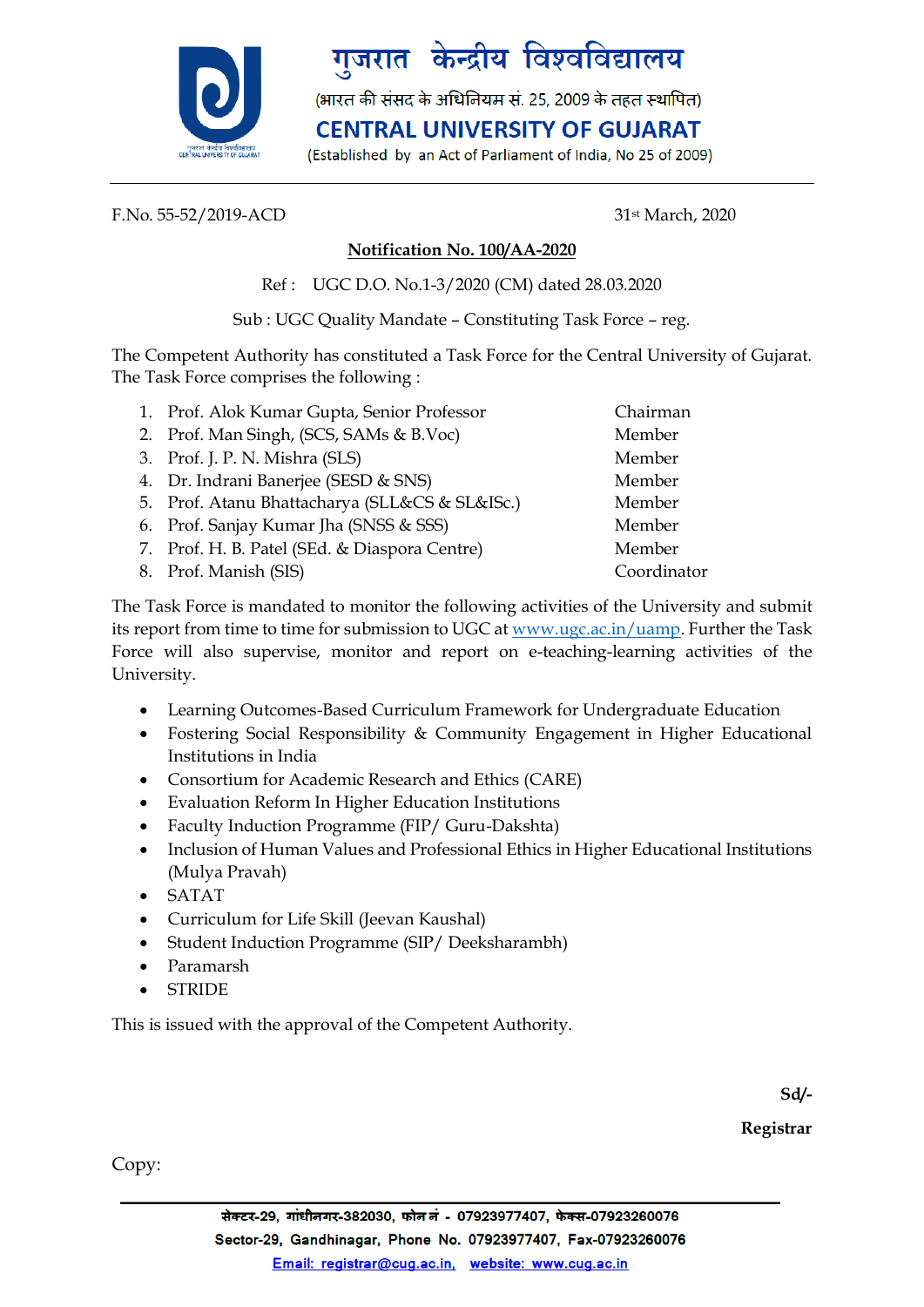गुजरात केन्द्रीय विश्वविद्यालय

(भारत की संसद के अधिनियम सं. 25, 2009 के तहत स्थापित)

# CENTRAL UNIVERSITY OF GUJARAT

(Established by an Act of Parliament of India, No 25 of 2009)

F.No. 55-52/2019-ACD 31st March, 2020

**Notification No. 100/AA-2020**

Ref : UGC D.O. No.1-3/2020 (CM) dated 28.03.2020

Sub : UGC Quality Mandate – Constituting Task Force – reg.

The Competent Authority has constituted a Task Force for the Central University of Gujarat. The Task Force comprises the following :

| | | |
|---|---|---|
| 1. | Prof. Alok Kumar Gupta, Senior Professor | Chairman |
| 2. | Prof. Man Singh, (SCS, SAMs & B.Voc) | Member |
| 3. | Prof. J. P. N. Mishra (SLS) | Member |
| 4. | Dr. Indrani Banerjee (SESD & SNS) | Member |
| 5. | Prof. Atanu Bhattacharya (SLL&CS & SL&ISc.) | Member |
| 6. | Prof. Sanjay Kumar Jha (SNSS & SSS) | Member |
| 7. | Prof. H. B. Patel (SEd. & Diaspora Centre) | Member |
| 8. | Prof. Manish (SIS) | Coordinator |

The Task Force is mandated to monitor the following activities of the University and submit its report from time to time for submission to UGC at www.ugc.ac.in/uamp. Further the Task Force will also supervise, monitor and report on e-teaching-learning activities of the University.

- Learning Outcomes-Based Curriculum Framework for Undergraduate Education
- Fostering Social Responsibility & Community Engagement in Higher Educational Institutions in India
- Consortium for Academic Research and Ethics (CARE)
- Evaluation Reform In Higher Education Institutions
- Faculty Induction Programme (FIP/ Guru-Dakshta)
- Inclusion of Human Values and Professional Ethics in Higher Educational Institutions (Mulya Pravah)
- SATAT
- Curriculum for Life Skill (Jeevan Kaushal)
- Student Induction Programme (SIP/ Deeksharambh)
- Paramarsh
- STRIDE

This is issued with the approval of the Competent Authority.

**Sd/-**

**Registrar**

Copy:

सेक्टर-29, गांधीनगर-382030, फोन नं - 07923977407, फेक्स-07923260076

Sector-29, Gandhinagar, Phone No. 07923977407, Fax-07923260076

Email: registrar@cug.ac.in, website: www.cug.ac.in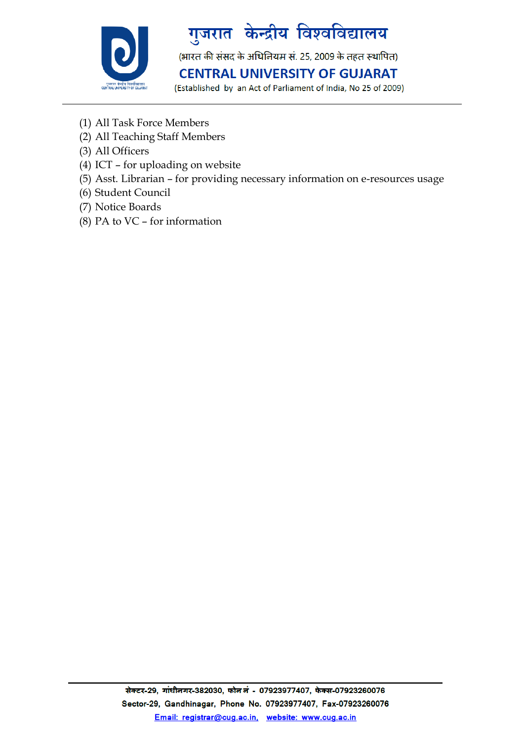(1) All Task Force Members
(2) All Teaching Staff Members
(3) All Officers
(4) ICT – for uploading on website
(5) Asst. Librarian – for providing necessary information on e-resources usage
(6) Student Council
(7) Notice Boards
(8) PA to VC – for information